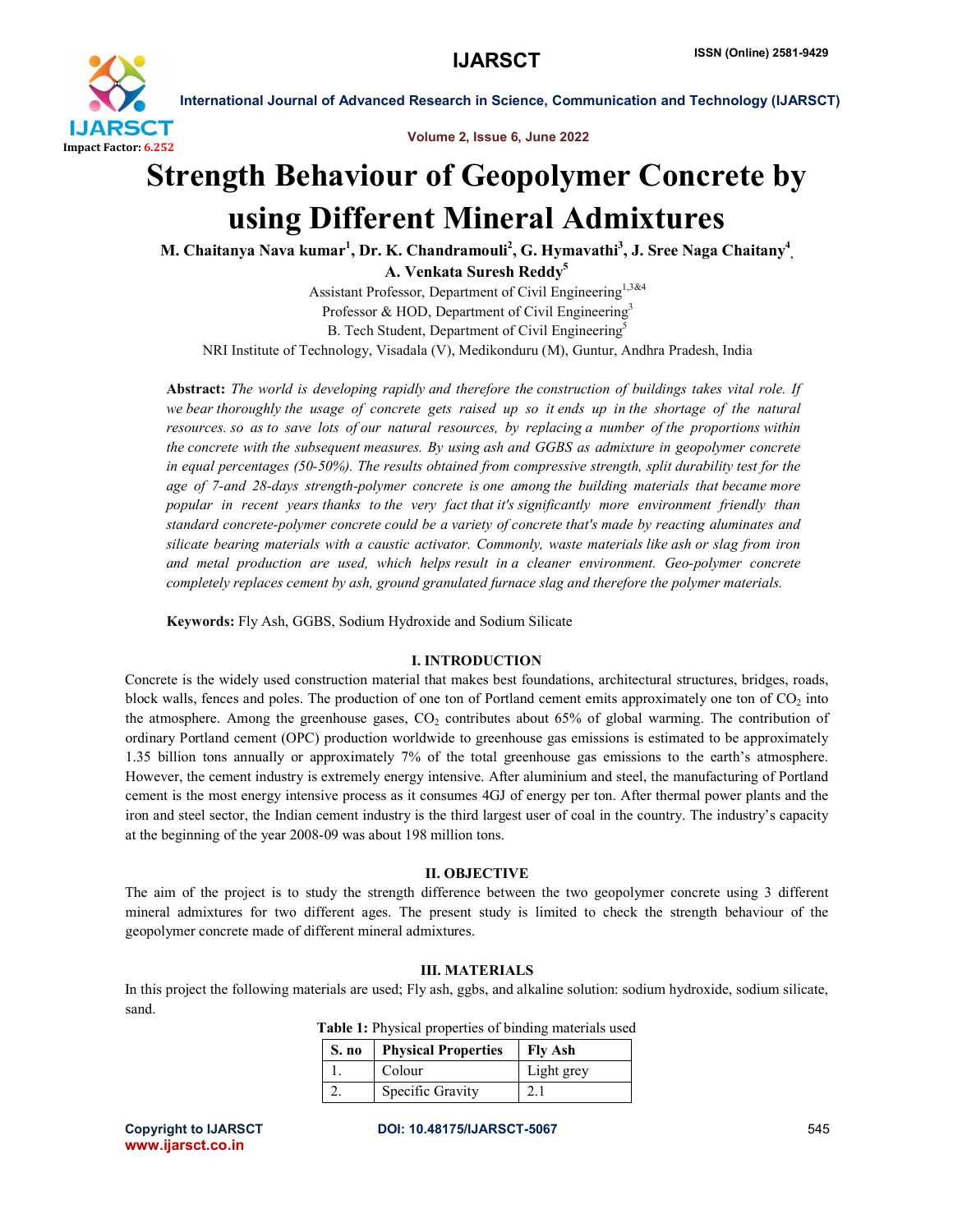# Strength Behaviour of Geopolymer Concrete by using Different Mineral Admixtures

**M. Chaitanya Nava kumar[1], Dr. K. Chandramouli[2], G. Hymavathi[3], J. Sree Naga Chaitany[4], A. Venkata Suresh Reddy[5]**

Assistant Professor, Department of Civil Engineering[1,3&4]
Professor & HOD, Department of Civil Engineering[3]
B. Tech Student, Department of Civil Engineering[5]
NRI Institute of Technology, Visadala (V), Medikonduru (M), Guntur, Andhra Pradesh, India

**Abstract:** *The world is developing rapidly and therefore the construction of buildings takes vital role. If we bear thoroughly the usage of concrete gets raised up so it ends up in the shortage of the natural resources. so as to save lots of our natural resources, by replacing a number of the proportions within the concrete with the subsequent measures. By using ash and GGBS as admixture in geopolymer concrete in equal percentages (50-50%). The results obtained from compressive strength, split durability test for the age of 7-and 28-days strength-polymer concrete is one among the building materials that became more popular in recent years thanks to the very fact that it's significantly more environment friendly than standard concrete-polymer concrete could be a variety of concrete that's made by reacting aluminates and silicate bearing materials with a caustic activator. Commonly, waste materials like ash or slag from iron and metal production are used, which helps result in a cleaner environment. Geo-polymer concrete completely replaces cement by ash, ground granulated furnace slag and therefore the polymer materials.*

**Keywords:** Fly Ash, GGBS, Sodium Hydroxide and Sodium Silicate

## I. INTRODUCTION

Concrete is the widely used construction material that makes best foundations, architectural structures, bridges, roads, block walls, fences and poles. The production of one ton of Portland cement emits approximately one ton of $CO_2$ into the atmosphere. Among the greenhouse gases, $CO_2$ contributes about 65% of global warming. The contribution of ordinary Portland cement (OPC) production worldwide to greenhouse gas emissions is estimated to be approximately 1.35 billion tons annually or approximately 7% of the total greenhouse gas emissions to the earth's atmosphere. However, the cement industry is extremely energy intensive. After aluminium and steel, the manufacturing of Portland cement is the most energy intensive process as it consumes 4GJ of energy per ton. After thermal power plants and the iron and steel sector, the Indian cement industry is the third largest user of coal in the country. The industry's capacity at the beginning of the year 2008-09 was about 198 million tons.

## II. OBJECTIVE

The aim of the project is to study the strength difference between the two geopolymer concrete using 3 different mineral admixtures for two different ages. The present study is limited to check the strength behaviour of the geopolymer concrete made of different mineral admixtures.

## III. MATERIALS

In this project the following materials are used; Fly ash, ggbs, and alkaline solution: sodium hydroxide, sodium silicate, sand.

**Table 1:** Physical properties of binding materials used

| S. no | Physical Properties | Fly Ash |
|---|---|---|
| 1. | Colour | Light grey |
| 2. | Specific Gravity | 2.1 |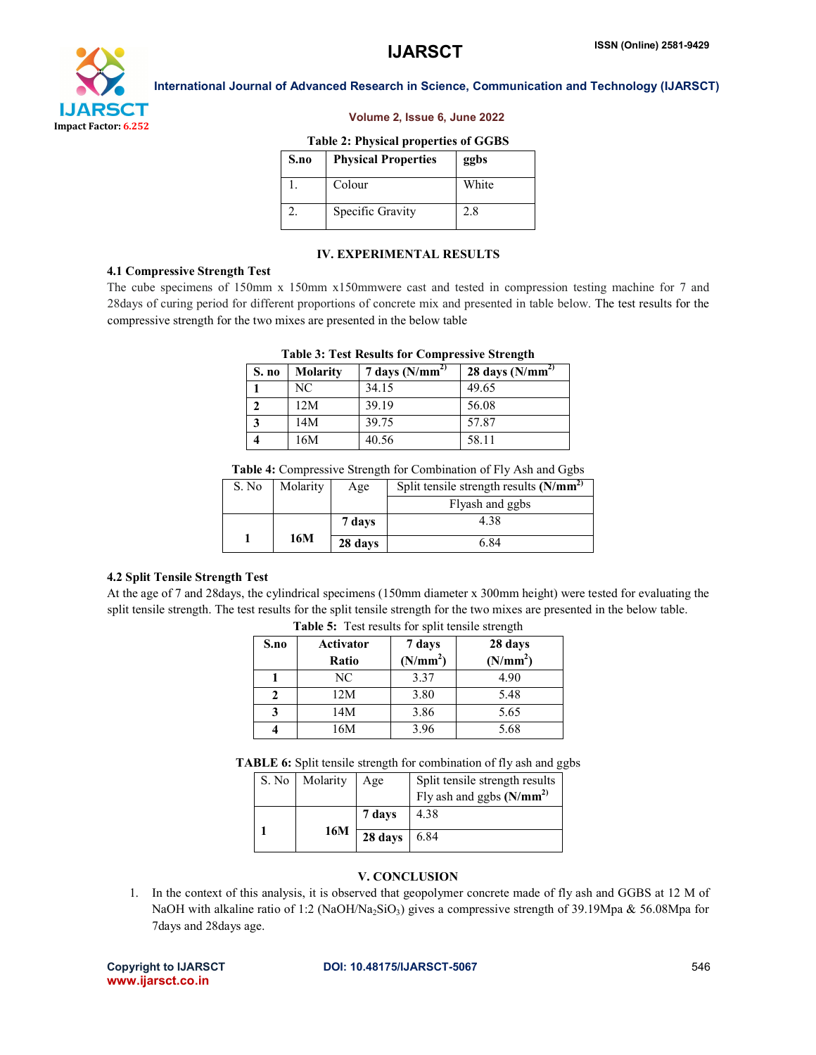**Table 2: Physical properties of GGBS**

| S.no | Physical Properties | ggbs |
|---|---|---|
| 1. | Colour | White |
| 2. | Specific Gravity | 2.8 |

## IV. EXPERIMENTAL RESULTS

### 4.1 Compressive Strength Test

The cube specimens of 150mm x 150mm x150mmwere cast and tested in compression testing machine for 7 and 28days of curing period for different proportions of concrete mix and presented in table below. The test results for the compressive strength for the two mixes are presented in the below table

**Table 3: Test Results for Compressive Strength**

| S. no | Molarity | 7 days ($N/mm^2$) | 28 days ($N/mm^2$) |
|---|---|---|---|
| **1** | NC | 34.15 | 49.65 |
| **2** | 12M | 39.19 | 56.08 |
| **3** | 14M | 39.75 | 57.87 |
| **4** | 16M | 40.56 | 58.11 |

**Table 4:** Compressive Strength for Combination of Fly Ash and Ggbs

| S. No | Molarity | Age | Split tensile strength results **($N/mm^2$)** |
|---|---|---|---|
| | | | Flyash and ggbs |
| 1 | **16M** | **7 days** | 4.38 |
| | | **28 days** | 6.84 |

### 4.2 Split Tensile Strength Test

At the age of 7 and 28days, the cylindrical specimens (150mm diameter x 300mm height) were tested for evaluating the split tensile strength. The test results for the split tensile strength for the two mixes are presented in the below table.

**Table 5:** Test results for split tensile strength

| S.no | Activator Ratio | 7 days ($N/mm^2$) | 28 days ($N/mm^2$) |
|---|---|---|---|
| **1** | NC | 3.37 | 4.90 |
| **2** | 12M | 3.80 | 5.48 |
| **3** | 14M | 3.86 | 5.65 |
| **4** | 16M | 3.96 | 5.68 |

**TABLE 6:** Split tensile strength for combination of fly ash and ggbs

| S. No | Molarity | Age | Split tensile strength results Fly ash and ggbs **($N/mm^2$)** |
|---|---|---|---|
| 1 | **16M** | **7 days** | 4.38 |
| | | **28 days** | 6.84 |

## V. CONCLUSION

1. In the context of this analysis, it is observed that geopolymer concrete made of fly ash and GGBS at 12 M of NaOH with alkaline ratio of 1:2 ($NaOH/Na_2SiO_3$) gives a compressive strength of 39.19Mpa & 56.08Mpa for 7days and 28days age.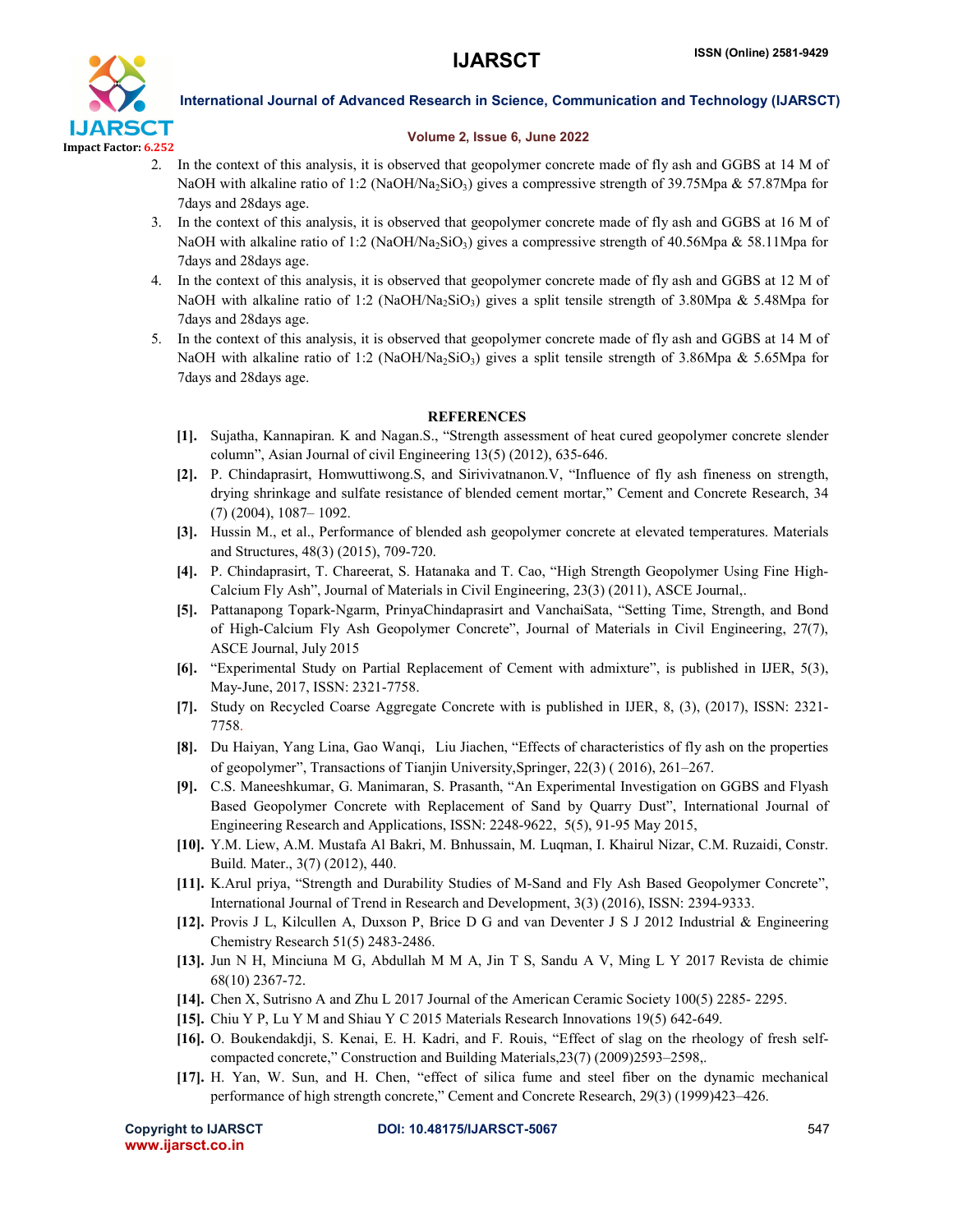2. In the context of this analysis, it is observed that geopolymer concrete made of fly ash and GGBS at 14 M of NaOH with alkaline ratio of 1:2 ($NaOH/Na_2SiO_3$) gives a compressive strength of 39.75Mpa & 57.87Mpa for 7days and 28days age.
3. In the context of this analysis, it is observed that geopolymer concrete made of fly ash and GGBS at 16 M of NaOH with alkaline ratio of 1:2 ($NaOH/Na_2SiO_3$) gives a compressive strength of 40.56Mpa & 58.11Mpa for 7days and 28days age.
4. In the context of this analysis, it is observed that geopolymer concrete made of fly ash and GGBS at 12 M of NaOH with alkaline ratio of 1:2 ($NaOH/Na_2SiO_3$) gives a split tensile strength of 3.80Mpa & 5.48Mpa for 7days and 28days age.
5. In the context of this analysis, it is observed that geopolymer concrete made of fly ash and GGBS at 14 M of NaOH with alkaline ratio of 1:2 ($NaOH/Na_2SiO_3$) gives a split tensile strength of 3.86Mpa & 5.65Mpa for 7days and 28days age.

## REFERENCES

[1]. Sujatha, Kannapiran. K and Nagan.S., "Strength assessment of heat cured geopolymer concrete slender column", Asian Journal of civil Engineering 13(5) (2012), 635-646.

[2]. P. Chindaprasirt, Homwuttiwong.S, and Sirivivatnanon.V, "Influence of fly ash fineness on strength, drying shrinkage and sulfate resistance of blended cement mortar," Cement and Concrete Research, 34 (7) (2004), 1087– 1092.

[3]. Hussin M., et al., Performance of blended ash geopolymer concrete at elevated temperatures. Materials and Structures, 48(3) (2015), 709-720.

[4]. P. Chindaprasirt, T. Chareerat, S. Hatanaka and T. Cao, "High Strength Geopolymer Using Fine High-Calcium Fly Ash", Journal of Materials in Civil Engineering, 23(3) (2011), ASCE Journal,.

[5]. Pattanapong Topark-Ngarm, PrinyaChindaprasirt and VanchaiSata, "Setting Time, Strength, and Bond of High-Calcium Fly Ash Geopolymer Concrete", Journal of Materials in Civil Engineering, 27(7), ASCE Journal, July 2015

[6]. "Experimental Study on Partial Replacement of Cement with admixture", is published in IJER, 5(3), May-June, 2017, ISSN: 2321-7758.

[7]. Study on Recycled Coarse Aggregate Concrete with is published in IJER, 8, (3), (2017), ISSN: 2321-7758.

[8]. Du Haiyan, Yang Lina, Gao Wanqi, Liu Jiachen, "Effects of characteristics of fly ash on the properties of geopolymer", Transactions of Tianjin University,Springer, 22(3) ( 2016), 261–267.

[9]. C.S. Maneeshkumar, G. Manimaran, S. Prasanth, "An Experimental Investigation on GGBS and Flyash Based Geopolymer Concrete with Replacement of Sand by Quarry Dust", International Journal of Engineering Research and Applications, ISSN: 2248-9622, 5(5), 91-95 May 2015,

[10]. Y.M. Liew, A.M. Mustafa Al Bakri, M. Bnhussain, M. Luqman, I. Khairul Nizar, C.M. Ruzaidi, Constr. Build. Mater., 3(7) (2012), 440.

[11]. K.Arul priya, "Strength and Durability Studies of M-Sand and Fly Ash Based Geopolymer Concrete", International Journal of Trend in Research and Development, 3(3) (2016), ISSN: 2394-9333.

[12]. Provis J L, Kilcullen A, Duxson P, Brice D G and van Deventer J S J 2012 Industrial & Engineering Chemistry Research 51(5) 2483-2486.

[13]. Jun N H, Minciuna M G, Abdullah M M A, Jin T S, Sandu A V, Ming L Y 2017 Revista de chimie 68(10) 2367-72.

[14]. Chen X, Sutrisno A and Zhu L 2017 Journal of the American Ceramic Society 100(5) 2285- 2295.

[15]. Chiu Y P, Lu Y M and Shiau Y C 2015 Materials Research Innovations 19(5) 642-649.

[16]. O. Boukendakdji, S. Kenai, E. H. Kadri, and F. Rouis, "Effect of slag on the rheology of fresh self-compacted concrete," Construction and Building Materials,23(7) (2009)2593–2598,.

[17]. H. Yan, W. Sun, and H. Chen, "effect of silica fume and steel fiber on the dynamic mechanical performance of high strength concrete," Cement and Concrete Research, 29(3) (1999)423–426.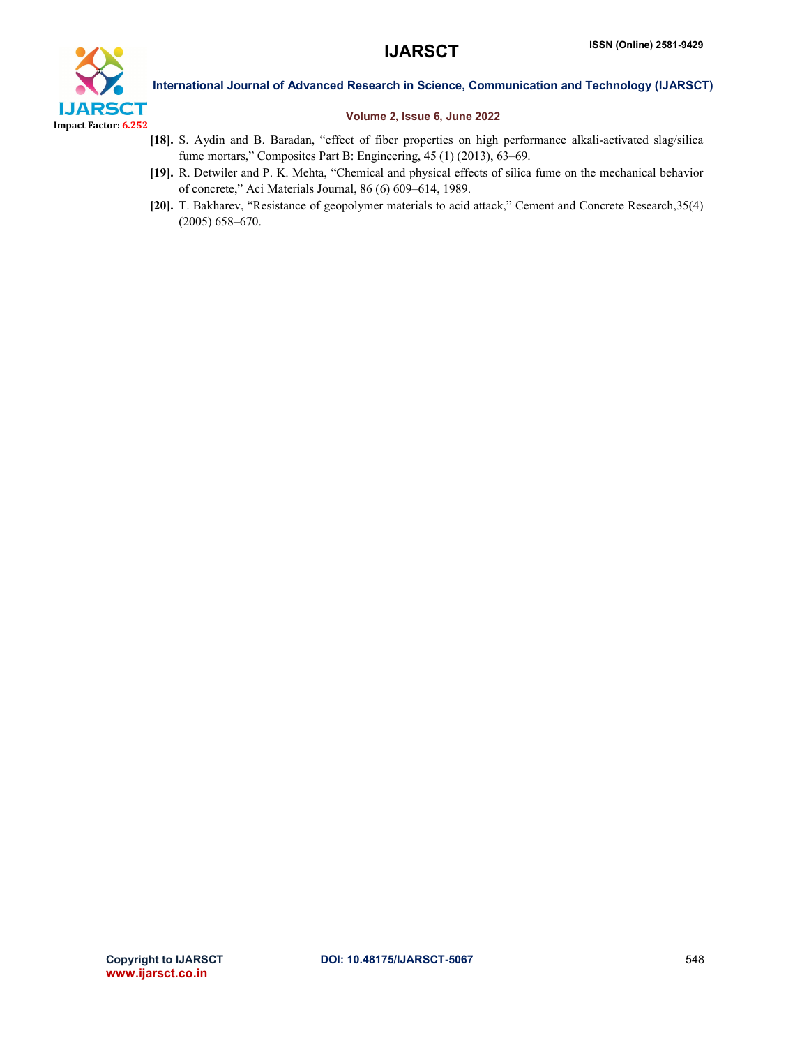[18]. S. Aydin and B. Baradan, “effect of fiber properties on high performance alkali-activated slag/silica fume mortars,” Composites Part B: Engineering, 45 (1) (2013), 63–69.

[19]. R. Detwiler and P. K. Mehta, “Chemical and physical effects of silica fume on the mechanical behavior of concrete,” Aci Materials Journal, 86 (6) 609–614, 1989.

[20]. T. Bakharev, “Resistance of geopolymer materials to acid attack,” Cement and Concrete Research,35(4) (2005) 658–670.